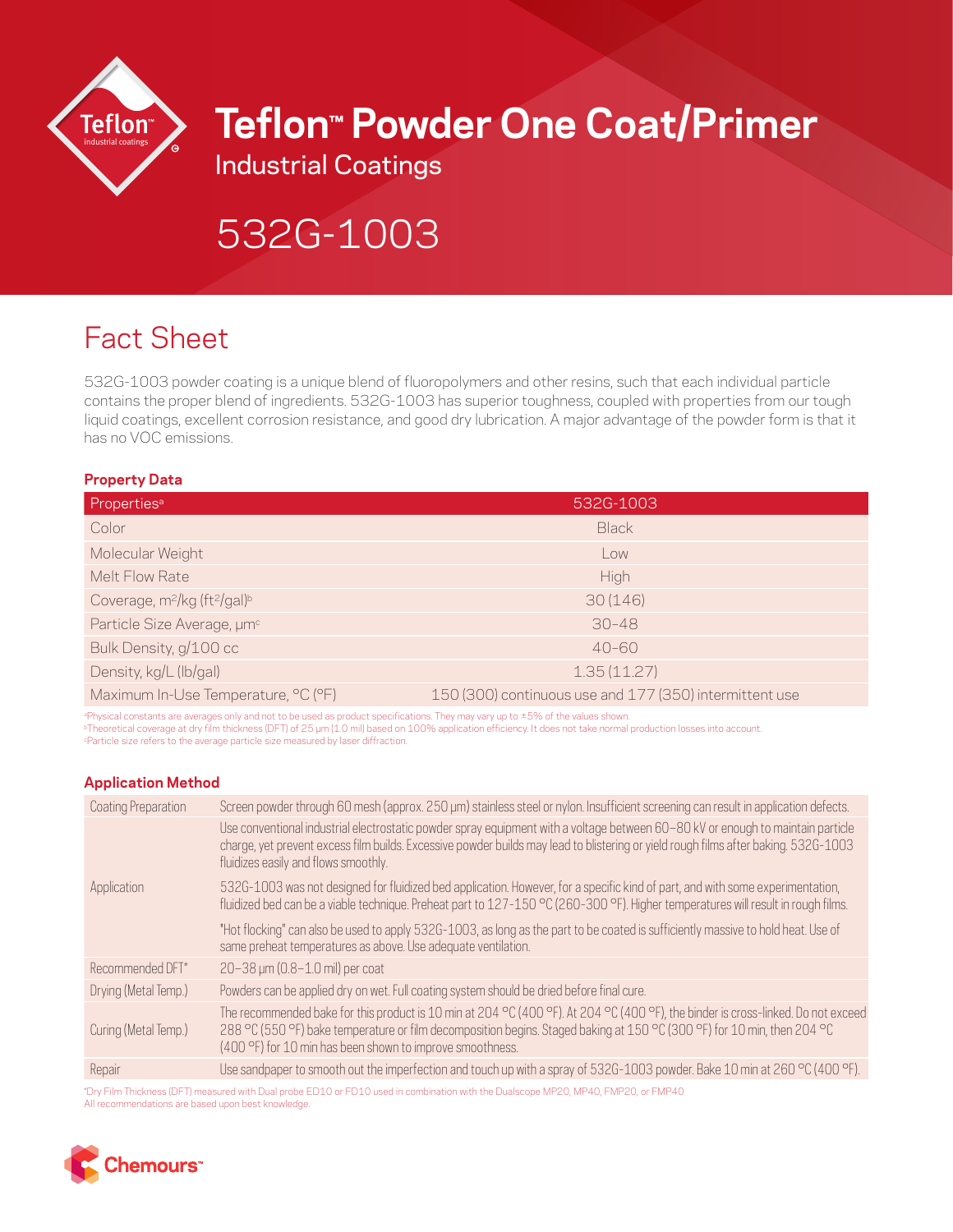# Teflon™ Powder One Coat/Primer

Industrial Coatings

# 532G-1003

## Fact Sheet

532G-1003 powder coating is a unique blend of fluoropolymers and other resins, such that each individual particle contains the proper blend of ingredients. 532G-1003 has superior toughness, coupled with properties from our tough liquid coatings, excellent corrosion resistance, and good dry lubrication. A major advantage of the powder form is that it has no VOC emissions.

### Property Data

| Properties[a] | 532G-1003 |
|---|---|
| Color | Black |
| Molecular Weight | Low |
| Melt Flow Rate | High |
| Coverage, m²/kg (ft²/gal)[b] | 30 (146) |
| Particle Size Average, µm[c] | 30–48 |
| Bulk Density, g/100 cc | 40–60 |
| Density, kg/L (lb/gal) | 1.35 (11.27) |
| Maximum In-Use Temperature, °C (°F) | 150 (300) continuous use and 177 (350) intermittent use |

[a]Physical constants are averages only and not to be used as product specifications. They may vary up to ±5% of the values shown.
[b]Theoretical coverage at dry film thickness (DFT) of 25 µm (1.0 mil) based on 100% application efficiency. It does not take normal production losses into account.
[c]Particle size refers to the average particle size measured by laser diffraction.

### Application Method

| | |
|---|---|
| Coating Preparation | Screen powder through 60 mesh (approx. 250 µm) stainless steel or nylon. Insufficient screening can result in application defects. |
| Application | Use conventional industrial electrostatic powder spray equipment with a voltage between 60–80 kV or enough to maintain particle charge, yet prevent excess film builds. Excessive powder builds may lead to blistering or yield rough films after baking. 532G-1003 fluidizes easily and flows smoothly.<br><br>532G-1003 was not designed for fluidized bed application. However, for a specific kind of part, and with some experimentation, fluidized bed can be a viable technique. Preheat part to 127-150 °C (260-300 °F). Higher temperatures will result in rough films.<br><br>"Hot flocking" can also be used to apply 532G-1003, as long as the part to be coated is sufficiently massive to hold heat. Use of same preheat temperatures as above. Use adequate ventilation. |
| Recommended DFT* | 20–38 µm (0.8–1.0 mil) per coat |
| Drying (Metal Temp.) | Powders can be applied dry on wet. Full coating system should be dried before final cure. |
| Curing (Metal Temp.) | The recommended bake for this product is 10 min at 204 °C (400 °F). At 204 °C (400 °F), the binder is cross-linked. Do not exceed 288 °C (550 °F) bake temperature or film decomposition begins. Staged baking at 150 °C (300 °F) for 10 min, then 204 °C (400 °F) for 10 min has been shown to improve smoothness. |
| Repair | Use sandpaper to smooth out the imperfection and touch up with a spray of 532G-1003 powder. Bake 10 min at 260 °C (400 °F). |

*Dry Film Thickness (DFT) measured with Dual probe ED10 or FD10 used in combination with the Dualscope MP20, MP40, FMP20, or FMP40
All recommendations are based upon best knowledge.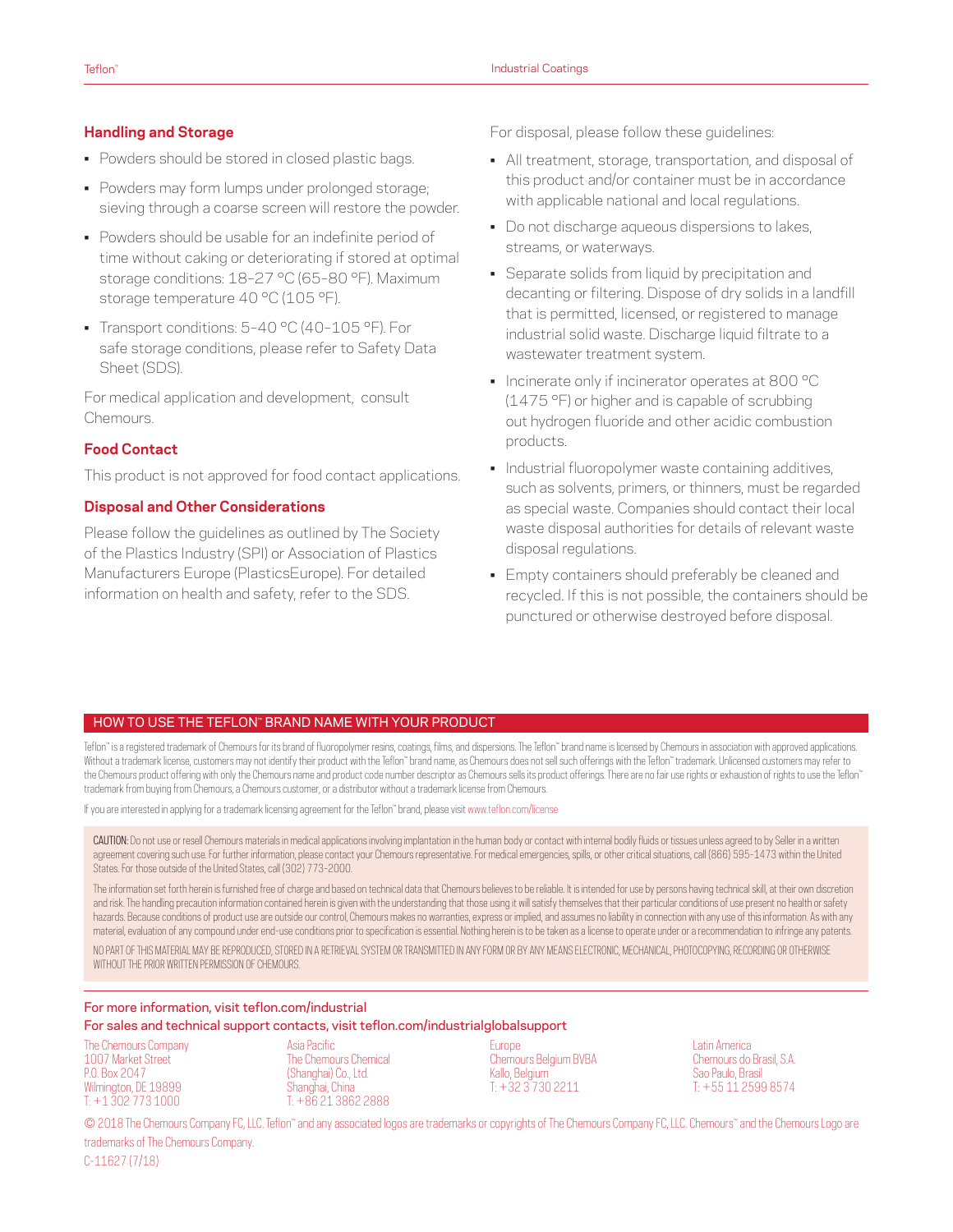## Handling and Storage

- Powders should be stored in closed plastic bags.
- Powders may form lumps under prolonged storage; sieving through a coarse screen will restore the powder.
- Powders should be usable for an indefinite period of time without caking or deteriorating if stored at optimal storage conditions: 18–27 °C (65–80 °F). Maximum storage temperature 40 °C (105 °F).
- Transport conditions: 5–40 °C (40–105 °F). For safe storage conditions, please refer to Safety Data Sheet (SDS).

For medical application and development, consult Chemours.

## Food Contact

This product is not approved for food contact applications.

## Disposal and Other Considerations

Please follow the guidelines as outlined by The Society of the Plastics Industry (SPI) or Association of Plastics Manufacturers Europe (PlasticsEurope). For detailed information on health and safety, refer to the SDS.

For disposal, please follow these guidelines:

- All treatment, storage, transportation, and disposal of this product and/or container must be in accordance with applicable national and local regulations.
- Do not discharge aqueous dispersions to lakes, streams, or waterways.
- Separate solids from liquid by precipitation and decanting or filtering. Dispose of dry solids in a landfill that is permitted, licensed, or registered to manage industrial solid waste. Discharge liquid filtrate to a wastewater treatment system.
- Incinerate only if incinerator operates at 800 °C (1475 °F) or higher and is capable of scrubbing out hydrogen fluoride and other acidic combustion products.
- Industrial fluoropolymer waste containing additives, such as solvents, primers, or thinners, must be regarded as special waste. Companies should contact their local waste disposal authorities for details of relevant waste disposal regulations.
- Empty containers should preferably be cleaned and recycled. If this is not possible, the containers should be punctured or otherwise destroyed before disposal.

## HOW TO USE THE TEFLON™ BRAND NAME WITH YOUR PRODUCT

Teflon™ is a registered trademark of Chemours for its brand of fluoropolymer resins, coatings, films, and dispersions. The Teflon™ brand name is licensed by Chemours in association with approved applications. Without a trademark license, customers may not identify their product with the Teflon™ brand name, as Chemours does not sell such offerings with the Teflon™ trademark. Unlicensed customers may refer to the Chemours product offering with only the Chemours name and product code number descriptor as Chemours sells its product offerings. There are no fair use rights or exhaustion of rights to use the Teflon™ trademark from buying from Chemours, a Chemours customer, or a distributor without a trademark license from Chemours.

If you are interested in applying for a trademark licensing agreement for the Teflon™ brand, please visit www.teflon.com/license

**CAUTION:** Do not use or resell Chemours materials in medical applications involving implantation in the human body or contact with internal bodily fluids or tissues unless agreed to by Seller in a written agreement covering such use. For further information, please contact your Chemours representative. For medical emergencies, spills, or other critical situations, call (866) 595-1473 within the United States. For those outside of the United States, call (302) 773-2000.

The information set forth herein is furnished free of charge and based on technical data that Chemours believes to be reliable. It is intended for use by persons having technical skill, at their own discretion and risk. The handling precaution information contained herein is given with the understanding that those using it will satisfy themselves that their particular conditions of use present no health or safety hazards. Because conditions of product use are outside our control, Chemours makes no warranties, express or implied, and assumes no liability in connection with any use of this information. As with any material, evaluation of any compound under end-use conditions prior to specification is essential. Nothing herein is to be taken as a license to operate under or a recommendation to infringe any patents.

NO PART OF THIS MATERIAL MAY BE REPRODUCED, STORED IN A RETRIEVAL SYSTEM OR TRANSMITTED IN ANY FORM OR BY ANY MEANS ELECTRONIC, MECHANICAL, PHOTOCOPYING, RECORDING OR OTHERWISE WITHOUT THE PRIOR WRITTEN PERMISSION OF CHEMOURS.

For more information, visit teflon.com/industrial

For sales and technical support contacts, visit teflon.com/industrialglobalsupport

The Chemours Company
1007 Market Street
P.O. Box 2047
Wilmington, DE 19899
T: +1 302 773 1000

Asia Pacific
The Chemours Chemical (Shanghai) Co., Ltd.
Shanghai, China
T: +86 21 3862 2888

Europe
Chemours Belgium BVBA
Kallo, Belgium
T: +32 3 730 2211

Latin America
Chemours do Brasil, S.A.
Sao Paulo, Brasil
T: +55 11 2599 8574

© 2018 The Chemours Company FC, LLC. Teflon™ and any associated logos are trademarks or copyrights of The Chemours Company FC, LLC. Chemours™ and the Chemours Logo are trademarks of The Chemours Company.

C-11627 (7/18)